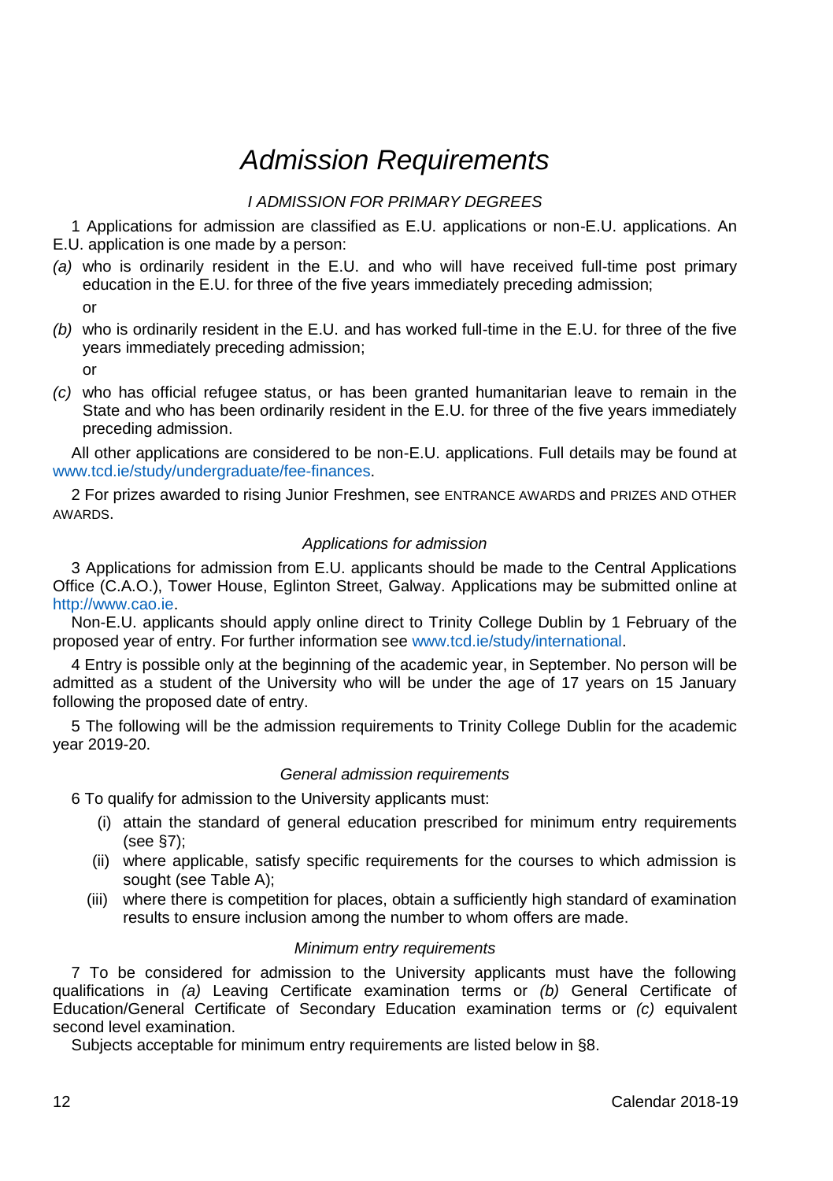# *Admission Requirements*

## *I ADMISSION FOR PRIMARY DEGREES*

1 Applications for admission are classified as E.U. applications or non-E.U. applications. An E.U. application is one made by a person:

*(a)* who is ordinarily resident in the E.U. and who will have received full-time post primary education in the E.U. for three of the five years immediately preceding admission;

or

*(b)* who is ordinarily resident in the E.U. and has worked full-time in the E.U. for three of the five years immediately preceding admission;

or

*(c)* who has official refugee status, or has been granted humanitarian leave to remain in the State and who has been ordinarily resident in the E.U. for three of the five years immediately preceding admission.

All other applications are considered to be non-E.U. applications. Full details may be found at www.tcd.ie/study/undergraduate/fee-finances.

2 For prizes awarded to rising Junior Freshmen, see ENTRANCE AWARDS and PRIZES AND OTHER AWARDS.

### *Applications for admission*

3 Applications for admission from E.U. applicants should be made to the Central Applications Office (C.A.O.), Tower House, Eglinton Street, Galway. Applications may be submitted online at http://www.cao.ie.

Non-E.U. applicants should apply online direct to Trinity College Dublin by 1 February of the proposed year of entry. For further information see www.tcd.ie/study/international.

4 Entry is possible only at the beginning of the academic year, in September. No person will be admitted as a student of the University who will be under the age of 17 years on 15 January following the proposed date of entry.

5 The following will be the admission requirements to Trinity College Dublin for the academic year 2019-20.

### *General admission requirements*

6 To qualify for admission to the University applicants must:

(i) attain the standard of general education prescribed for minimum entry requirements (see §7);

(ii) where applicable, satisfy specific requirements for the courses to which admission is sought (see Table A);

(iii) where there is competition for places, obtain a sufficiently high standard of examination results to ensure inclusion among the number to whom offers are made.

### *Minimum entry requirements*

7 To be considered for admission to the University applicants must have the following qualifications in *(a)* Leaving Certificate examination terms or *(b)* General Certificate of Education/General Certificate of Secondary Education examination terms or *(c)* equivalent second level examination.

Subjects acceptable for minimum entry requirements are listed below in §8.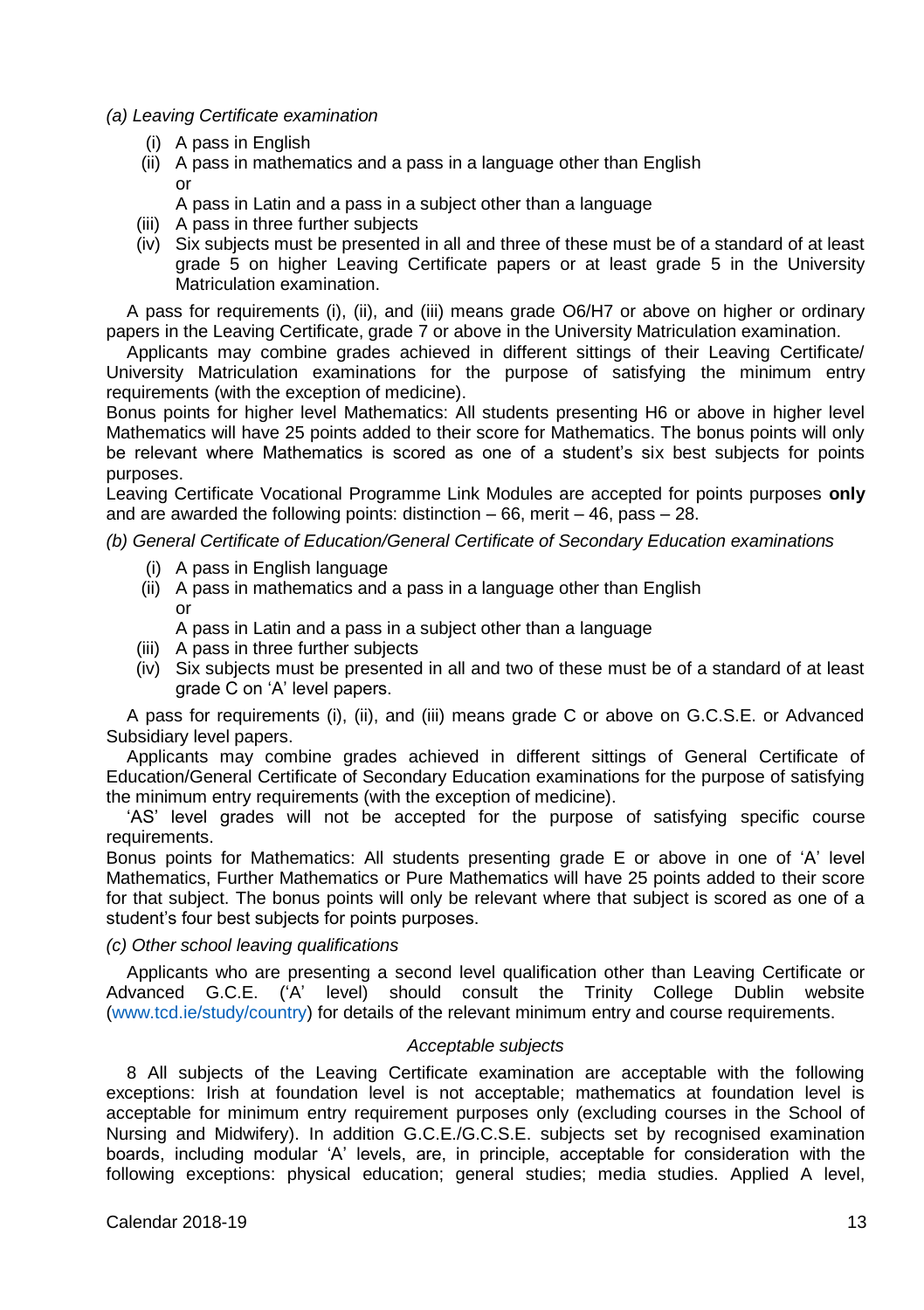*(a) Leaving Certificate examination*

(i) A pass in English

(ii) A pass in mathematics and a pass in a language other than English
or
A pass in Latin and a pass in a subject other than a language

(iii) A pass in three further subjects

(iv) Six subjects must be presented in all and three of these must be of a standard of at least grade 5 on higher Leaving Certificate papers or at least grade 5 in the University Matriculation examination.

A pass for requirements (i), (ii), and (iii) means grade O6/H7 or above on higher or ordinary papers in the Leaving Certificate, grade 7 or above in the University Matriculation examination.

Applicants may combine grades achieved in different sittings of their Leaving Certificate/ University Matriculation examinations for the purpose of satisfying the minimum entry requirements (with the exception of medicine).

Bonus points for higher level Mathematics: All students presenting H6 or above in higher level Mathematics will have 25 points added to their score for Mathematics. The bonus points will only be relevant where Mathematics is scored as one of a student's six best subjects for points purposes.

Leaving Certificate Vocational Programme Link Modules are accepted for points purposes **only** and are awarded the following points: distinction – 66, merit – 46, pass – 28.

*(b) General Certificate of Education/General Certificate of Secondary Education examinations*

(i) A pass in English language

(ii) A pass in mathematics and a pass in a language other than English
or
A pass in Latin and a pass in a subject other than a language

(iii) A pass in three further subjects

(iv) Six subjects must be presented in all and two of these must be of a standard of at least grade C on 'A' level papers.

A pass for requirements (i), (ii), and (iii) means grade C or above on G.C.S.E. or Advanced Subsidiary level papers.

Applicants may combine grades achieved in different sittings of General Certificate of Education/General Certificate of Secondary Education examinations for the purpose of satisfying the minimum entry requirements (with the exception of medicine).

'AS' level grades will not be accepted for the purpose of satisfying specific course requirements.

Bonus points for Mathematics: All students presenting grade E or above in one of 'A' level Mathematics, Further Mathematics or Pure Mathematics will have 25 points added to their score for that subject. The bonus points will only be relevant where that subject is scored as one of a student's four best subjects for points purposes.

*(c) Other school leaving qualifications*

Applicants who are presenting a second level qualification other than Leaving Certificate or Advanced G.C.E. ('A' level) should consult the Trinity College Dublin website (www.tcd.ie/study/country) for details of the relevant minimum entry and course requirements.

*Acceptable subjects*

8 All subjects of the Leaving Certificate examination are acceptable with the following exceptions: Irish at foundation level is not acceptable; mathematics at foundation level is acceptable for minimum entry requirement purposes only (excluding courses in the School of Nursing and Midwifery). In addition G.C.E./G.C.S.E. subjects set by recognised examination boards, including modular 'A' levels, are, in principle, acceptable for consideration with the following exceptions: physical education; general studies; media studies. Applied A level,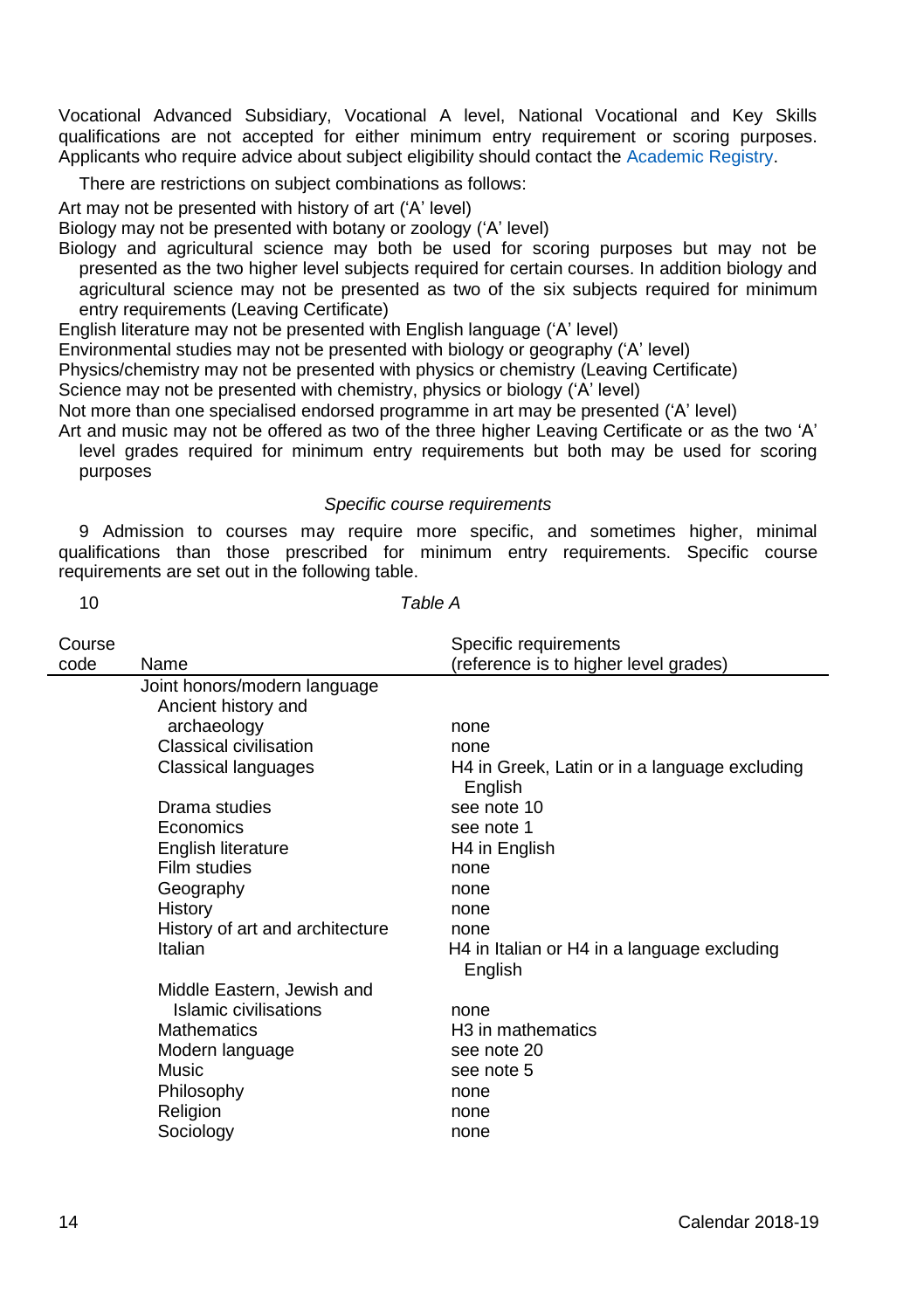Vocational Advanced Subsidiary, Vocational A level, National Vocational and Key Skills qualifications are not accepted for either minimum entry requirement or scoring purposes. Applicants who require advice about subject eligibility should contact the Academic Registry.

There are restrictions on subject combinations as follows:

Art may not be presented with history of art ('A' level)

Biology may not be presented with botany or zoology ('A' level)

Biology and agricultural science may both be used for scoring purposes but may not be presented as the two higher level subjects required for certain courses. In addition biology and agricultural science may not be presented as two of the six subjects required for minimum entry requirements (Leaving Certificate)

English literature may not be presented with English language ('A' level)

Environmental studies may not be presented with biology or geography ('A' level)

Physics/chemistry may not be presented with physics or chemistry (Leaving Certificate)

Science may not be presented with chemistry, physics or biology ('A' level)

Not more than one specialised endorsed programme in art may be presented ('A' level)

Art and music may not be offered as two of the three higher Leaving Certificate or as the two 'A' level grades required for minimum entry requirements but both may be used for scoring purposes

*Specific course requirements*

9 Admission to courses may require more specific, and sometimes higher, minimal qualifications than those prescribed for minimum entry requirements. Specific course requirements are set out in the following table.

10 *Table A*

| Course code | Name | Specific requirements (reference is to higher level grades) |
|---|---|---|
| | Joint honors/modern language | |
| | Ancient history and archaeology | none |
| | Classical civilisation | none |
| | Classical languages | H4 in Greek, Latin or in a language excluding English |
| | Drama studies | see note 10 |
| | Economics | see note 1 |
| | English literature | H4 in English |
| | Film studies | none |
| | Geography | none |
| | History | none |
| | History of art and architecture | none |
| | Italian | H4 in Italian or H4 in a language excluding English |
| | Middle Eastern, Jewish and Islamic civilisations | none |
| | Mathematics | H3 in mathematics |
| | Modern language | see note 20 |
| | Music | see note 5 |
| | Philosophy | none |
| | Religion | none |
| | Sociology | none |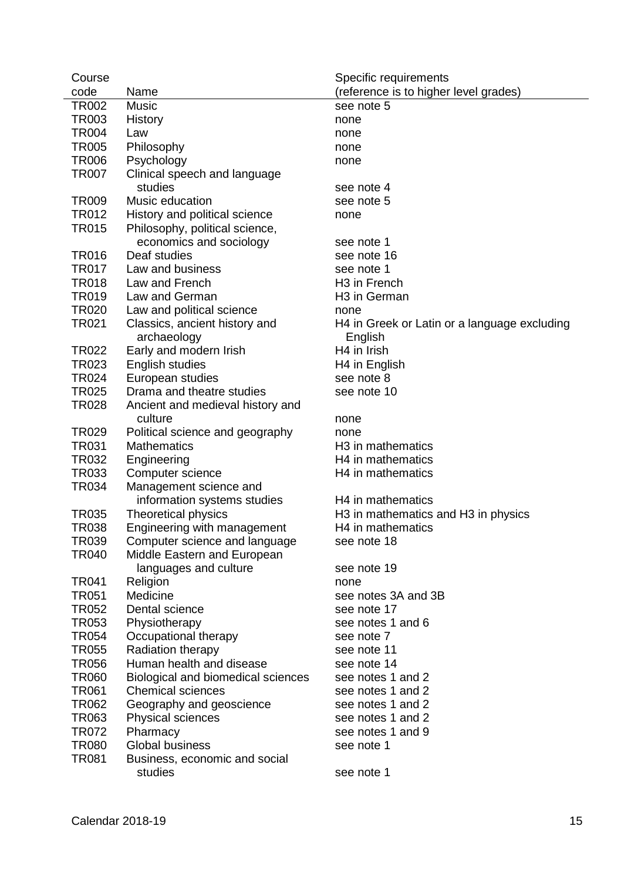| Course code | Name | Specific requirements (reference is to higher level grades) |
|---|---|---|
| TR002 | Music | see note 5 |
| TR003 | History | none |
| TR004 | Law | none |
| TR005 | Philosophy | none |
| TR006 | Psychology | none |
| TR007 | Clinical speech and language studies | see note 4 |
| TR009 | Music education | see note 5 |
| TR012 | History and political science | none |
| TR015 | Philosophy, political science, economics and sociology | see note 1 |
| TR016 | Deaf studies | see note 16 |
| TR017 | Law and business | see note 1 |
| TR018 | Law and French | H3 in French |
| TR019 | Law and German | H3 in German |
| TR020 | Law and political science | none |
| TR021 | Classics, ancient history and archaeology | H4 in Greek or Latin or a language excluding English |
| TR022 | Early and modern Irish | H4 in Irish |
| TR023 | English studies | H4 in English |
| TR024 | European studies | see note 8 |
| TR025 | Drama and theatre studies | see note 10 |
| TR028 | Ancient and medieval history and culture | none |
| TR029 | Political science and geography | none |
| TR031 | Mathematics | H3 in mathematics |
| TR032 | Engineering | H4 in mathematics |
| TR033 | Computer science | H4 in mathematics |
| TR034 | Management science and information systems studies | H4 in mathematics |
| TR035 | Theoretical physics | H3 in mathematics and H3 in physics |
| TR038 | Engineering with management | H4 in mathematics |
| TR039 | Computer science and language | see note 18 |
| TR040 | Middle Eastern and European languages and culture | see note 19 |
| TR041 | Religion | none |
| TR051 | Medicine | see notes 3A and 3B |
| TR052 | Dental science | see note 17 |
| TR053 | Physiotherapy | see notes 1 and 6 |
| TR054 | Occupational therapy | see note 7 |
| TR055 | Radiation therapy | see note 11 |
| TR056 | Human health and disease | see note 14 |
| TR060 | Biological and biomedical sciences | see notes 1 and 2 |
| TR061 | Chemical sciences | see notes 1 and 2 |
| TR062 | Geography and geoscience | see notes 1 and 2 |
| TR063 | Physical sciences | see notes 1 and 2 |
| TR072 | Pharmacy | see notes 1 and 9 |
| TR080 | Global business | see note 1 |
| TR081 | Business, economic and social studies | see note 1 |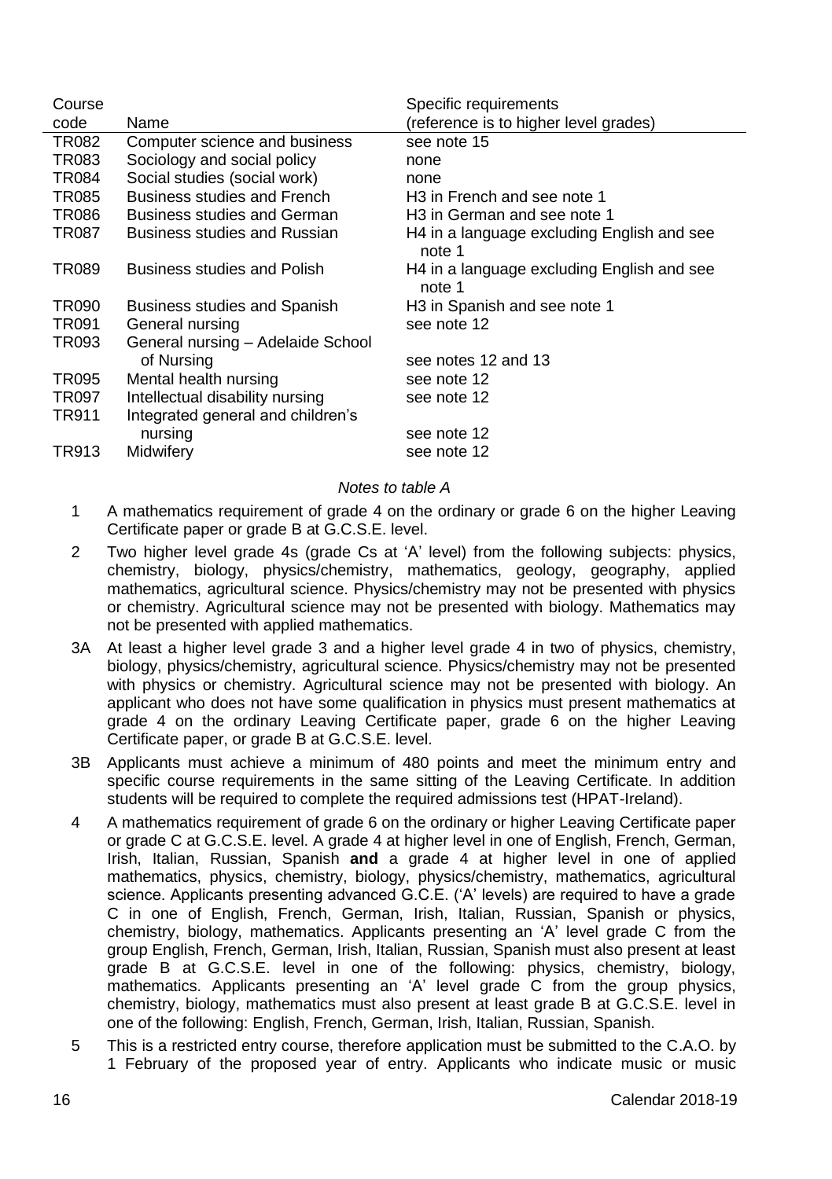| Course code | Name | Specific requirements (reference is to higher level grades) |
| --- | --- | --- |
| TR082 | Computer science and business | see note 15 |
| TR083 | Sociology and social policy | none |
| TR084 | Social studies (social work) | none |
| TR085 | Business studies and French | H3 in French and see note 1 |
| TR086 | Business studies and German | H3 in German and see note 1 |
| TR087 | Business studies and Russian | H4 in a language excluding English and see note 1 |
| TR089 | Business studies and Polish | H4 in a language excluding English and see note 1 |
| TR090 | Business studies and Spanish | H3 in Spanish and see note 1 |
| TR091 | General nursing | see note 12 |
| TR093 | General nursing – Adelaide School of Nursing | see notes 12 and 13 |
| TR095 | Mental health nursing | see note 12 |
| TR097 | Intellectual disability nursing | see note 12 |
| TR911 | Integrated general and children's nursing | see note 12 |
| TR913 | Midwifery | see note 12 |

*Notes to table A*

1 A mathematics requirement of grade 4 on the ordinary or grade 6 on the higher Leaving Certificate paper or grade B at G.C.S.E. level.

2 Two higher level grade 4s (grade Cs at 'A' level) from the following subjects: physics, chemistry, biology, physics/chemistry, mathematics, geology, geography, applied mathematics, agricultural science. Physics/chemistry may not be presented with physics or chemistry. Agricultural science may not be presented with biology. Mathematics may not be presented with applied mathematics.

3A At least a higher level grade 3 and a higher level grade 4 in two of physics, chemistry, biology, physics/chemistry, agricultural science. Physics/chemistry may not be presented with physics or chemistry. Agricultural science may not be presented with biology. An applicant who does not have some qualification in physics must present mathematics at grade 4 on the ordinary Leaving Certificate paper, grade 6 on the higher Leaving Certificate paper, or grade B at G.C.S.E. level.

3B Applicants must achieve a minimum of 480 points and meet the minimum entry and specific course requirements in the same sitting of the Leaving Certificate. In addition students will be required to complete the required admissions test (HPAT-Ireland).

4 A mathematics requirement of grade 6 on the ordinary or higher Leaving Certificate paper or grade C at G.C.S.E. level. A grade 4 at higher level in one of English, French, German, Irish, Italian, Russian, Spanish **and** a grade 4 at higher level in one of applied mathematics, physics, chemistry, biology, physics/chemistry, mathematics, agricultural science. Applicants presenting advanced G.C.E. ('A' levels) are required to have a grade C in one of English, French, German, Irish, Italian, Russian, Spanish or physics, chemistry, biology, mathematics. Applicants presenting an 'A' level grade C from the group English, French, German, Irish, Italian, Russian, Spanish must also present at least grade B at G.C.S.E. level in one of the following: physics, chemistry, biology, mathematics. Applicants presenting an 'A' level grade C from the group physics, chemistry, biology, mathematics must also present at least grade B at G.C.S.E. level in one of the following: English, French, German, Irish, Italian, Russian, Spanish.

5 This is a restricted entry course, therefore application must be submitted to the C.A.O. by 1 February of the proposed year of entry. Applicants who indicate music or music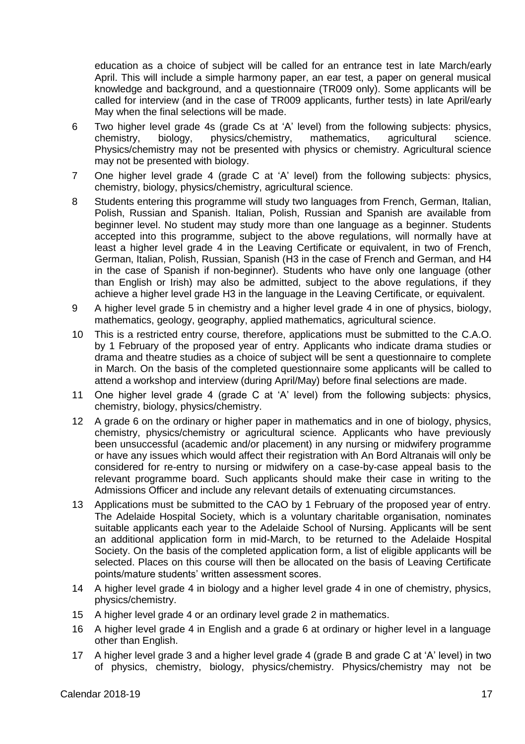education as a choice of subject will be called for an entrance test in late March/early April. This will include a simple harmony paper, an ear test, a paper on general musical knowledge and background, and a questionnaire (TR009 only). Some applicants will be called for interview (and in the case of TR009 applicants, further tests) in late April/early May when the final selections will be made.

6 Two higher level grade 4s (grade Cs at 'A' level) from the following subjects: physics, chemistry, biology, physics/chemistry, mathematics, agricultural science. Physics/chemistry may not be presented with physics or chemistry. Agricultural science may not be presented with biology.

7 One higher level grade 4 (grade C at 'A' level) from the following subjects: physics, chemistry, biology, physics/chemistry, agricultural science.

8 Students entering this programme will study two languages from French, German, Italian, Polish, Russian and Spanish. Italian, Polish, Russian and Spanish are available from beginner level. No student may study more than one language as a beginner. Students accepted into this programme, subject to the above regulations, will normally have at least a higher level grade 4 in the Leaving Certificate or equivalent, in two of French, German, Italian, Polish, Russian, Spanish (H3 in the case of French and German, and H4 in the case of Spanish if non-beginner). Students who have only one language (other than English or Irish) may also be admitted, subject to the above regulations, if they achieve a higher level grade H3 in the language in the Leaving Certificate, or equivalent.

9 A higher level grade 5 in chemistry and a higher level grade 4 in one of physics, biology, mathematics, geology, geography, applied mathematics, agricultural science.

10 This is a restricted entry course, therefore, applications must be submitted to the C.A.O. by 1 February of the proposed year of entry. Applicants who indicate drama studies or drama and theatre studies as a choice of subject will be sent a questionnaire to complete in March. On the basis of the completed questionnaire some applicants will be called to attend a workshop and interview (during April/May) before final selections are made.

11 One higher level grade 4 (grade C at 'A' level) from the following subjects: physics, chemistry, biology, physics/chemistry.

12 A grade 6 on the ordinary or higher paper in mathematics and in one of biology, physics, chemistry, physics/chemistry or agricultural science. Applicants who have previously been unsuccessful (academic and/or placement) in any nursing or midwifery programme or have any issues which would affect their registration with An Bord Altranais will only be considered for re-entry to nursing or midwifery on a case-by-case appeal basis to the relevant programme board. Such applicants should make their case in writing to the Admissions Officer and include any relevant details of extenuating circumstances.

13 Applications must be submitted to the CAO by 1 February of the proposed year of entry. The Adelaide Hospital Society, which is a voluntary charitable organisation, nominates suitable applicants each year to the Adelaide School of Nursing. Applicants will be sent an additional application form in mid-March, to be returned to the Adelaide Hospital Society. On the basis of the completed application form, a list of eligible applicants will be selected. Places on this course will then be allocated on the basis of Leaving Certificate points/mature students' written assessment scores.

14 A higher level grade 4 in biology and a higher level grade 4 in one of chemistry, physics, physics/chemistry.

15 A higher level grade 4 or an ordinary level grade 2 in mathematics.

16 A higher level grade 4 in English and a grade 6 at ordinary or higher level in a language other than English.

17 A higher level grade 3 and a higher level grade 4 (grade B and grade C at 'A' level) in two of physics, chemistry, biology, physics/chemistry. Physics/chemistry may not be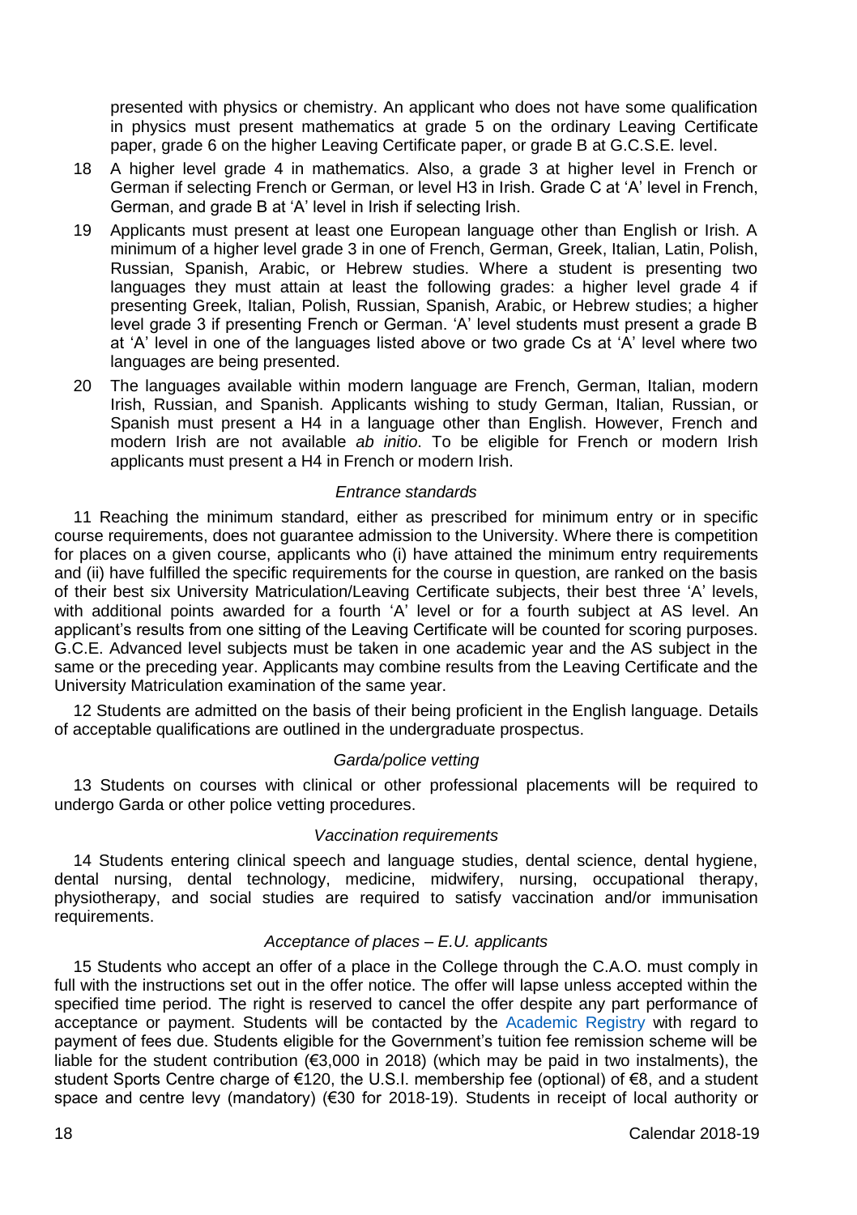presented with physics or chemistry. An applicant who does not have some qualification in physics must present mathematics at grade 5 on the ordinary Leaving Certificate paper, grade 6 on the higher Leaving Certificate paper, or grade B at G.C.S.E. level.

18 A higher level grade 4 in mathematics. Also, a grade 3 at higher level in French or German if selecting French or German, or level H3 in Irish. Grade C at 'A' level in French, German, and grade B at 'A' level in Irish if selecting Irish.

19 Applicants must present at least one European language other than English or Irish. A minimum of a higher level grade 3 in one of French, German, Greek, Italian, Latin, Polish, Russian, Spanish, Arabic, or Hebrew studies. Where a student is presenting two languages they must attain at least the following grades: a higher level grade 4 if presenting Greek, Italian, Polish, Russian, Spanish, Arabic, or Hebrew studies; a higher level grade 3 if presenting French or German. 'A' level students must present a grade B at 'A' level in one of the languages listed above or two grade Cs at 'A' level where two languages are being presented.

20 The languages available within modern language are French, German, Italian, modern Irish, Russian, and Spanish. Applicants wishing to study German, Italian, Russian, or Spanish must present a H4 in a language other than English. However, French and modern Irish are not available *ab initio*. To be eligible for French or modern Irish applicants must present a H4 in French or modern Irish.

### *Entrance standards*

11 Reaching the minimum standard, either as prescribed for minimum entry or in specific course requirements, does not guarantee admission to the University. Where there is competition for places on a given course, applicants who (i) have attained the minimum entry requirements and (ii) have fulfilled the specific requirements for the course in question, are ranked on the basis of their best six University Matriculation/Leaving Certificate subjects, their best three 'A' levels, with additional points awarded for a fourth 'A' level or for a fourth subject at AS level. An applicant's results from one sitting of the Leaving Certificate will be counted for scoring purposes. G.C.E. Advanced level subjects must be taken in one academic year and the AS subject in the same or the preceding year. Applicants may combine results from the Leaving Certificate and the University Matriculation examination of the same year.

12 Students are admitted on the basis of their being proficient in the English language. Details of acceptable qualifications are outlined in the undergraduate prospectus.

### *Garda/police vetting*

13 Students on courses with clinical or other professional placements will be required to undergo Garda or other police vetting procedures.

### *Vaccination requirements*

14 Students entering clinical speech and language studies, dental science, dental hygiene, dental nursing, dental technology, medicine, midwifery, nursing, occupational therapy, physiotherapy, and social studies are required to satisfy vaccination and/or immunisation requirements.

### *Acceptance of places – E.U. applicants*

15 Students who accept an offer of a place in the College through the C.A.O. must comply in full with the instructions set out in the offer notice. The offer will lapse unless accepted within the specified time period. The right is reserved to cancel the offer despite any part performance of acceptance or payment. Students will be contacted by the Academic Registry with regard to payment of fees due. Students eligible for the Government's tuition fee remission scheme will be liable for the student contribution (€3,000 in 2018) (which may be paid in two instalments), the student Sports Centre charge of €120, the U.S.I. membership fee (optional) of €8, and a student space and centre levy (mandatory) (€30 for 2018-19). Students in receipt of local authority or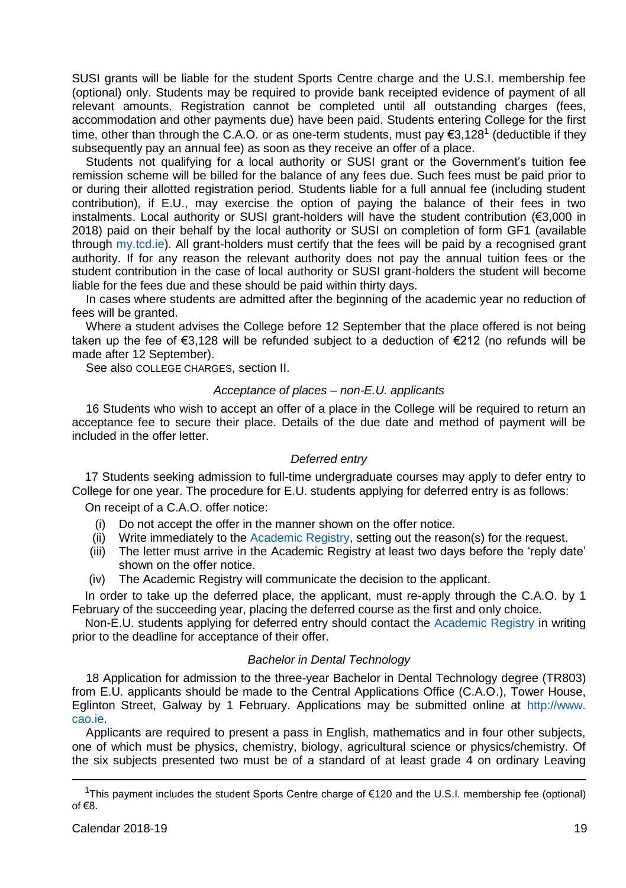SUSI grants will be liable for the student Sports Centre charge and the U.S.I. membership fee (optional) only. Students may be required to provide bank receipted evidence of payment of all relevant amounts. Registration cannot be completed until all outstanding charges (fees, accommodation and other payments due) have been paid. Students entering College for the first time, other than through the C.A.O. or as one-term students, must pay €3,128[1] (deductible if they subsequently pay an annual fee) as soon as they receive an offer of a place.

Students not qualifying for a local authority or SUSI grant or the Government's tuition fee remission scheme will be billed for the balance of any fees due. Such fees must be paid prior to or during their allotted registration period. Students liable for a full annual fee (including student contribution), if E.U., may exercise the option of paying the balance of their fees in two instalments. Local authority or SUSI grant-holders will have the student contribution (€3,000 in 2018) paid on their behalf by the local authority or SUSI on completion of form GF1 (available through my.tcd.ie). All grant-holders must certify that the fees will be paid by a recognised grant authority. If for any reason the relevant authority does not pay the annual tuition fees or the student contribution in the case of local authority or SUSI grant-holders the student will become liable for the fees due and these should be paid within thirty days.

In cases where students are admitted after the beginning of the academic year no reduction of fees will be granted.

Where a student advises the College before 12 September that the place offered is not being taken up the fee of €3,128 will be refunded subject to a deduction of €212 (no refunds will be made after 12 September).

See also COLLEGE CHARGES, section II.

*Acceptance of places – non-E.U. applicants*

16 Students who wish to accept an offer of a place in the College will be required to return an acceptance fee to secure their place. Details of the due date and method of payment will be included in the offer letter.

*Deferred entry*

17 Students seeking admission to full-time undergraduate courses may apply to defer entry to College for one year. The procedure for E.U. students applying for deferred entry is as follows:

On receipt of a C.A.O. offer notice:

- (i) Do not accept the offer in the manner shown on the offer notice.
- (ii) Write immediately to the Academic Registry, setting out the reason(s) for the request.
- (iii) The letter must arrive in the Academic Registry at least two days before the 'reply date' shown on the offer notice.
- (iv) The Academic Registry will communicate the decision to the applicant.

In order to take up the deferred place, the applicant, must re-apply through the C.A.O. by 1 February of the succeeding year, placing the deferred course as the first and only choice.

Non-E.U. students applying for deferred entry should contact the Academic Registry in writing prior to the deadline for acceptance of their offer.

*Bachelor in Dental Technology*

18 Application for admission to the three-year Bachelor in Dental Technology degree (TR803) from E.U. applicants should be made to the Central Applications Office (C.A.O.), Tower House, Eglinton Street, Galway by 1 February. Applications may be submitted online at http://www.cao.ie.

Applicants are required to present a pass in English, mathematics and in four other subjects, one of which must be physics, chemistry, biology, agricultural science or physics/chemistry. Of the six subjects presented two must be of a standard of at least grade 4 on ordinary Leaving

---

[1] This payment includes the student Sports Centre charge of €120 and the U.S.I. membership fee (optional) of €8.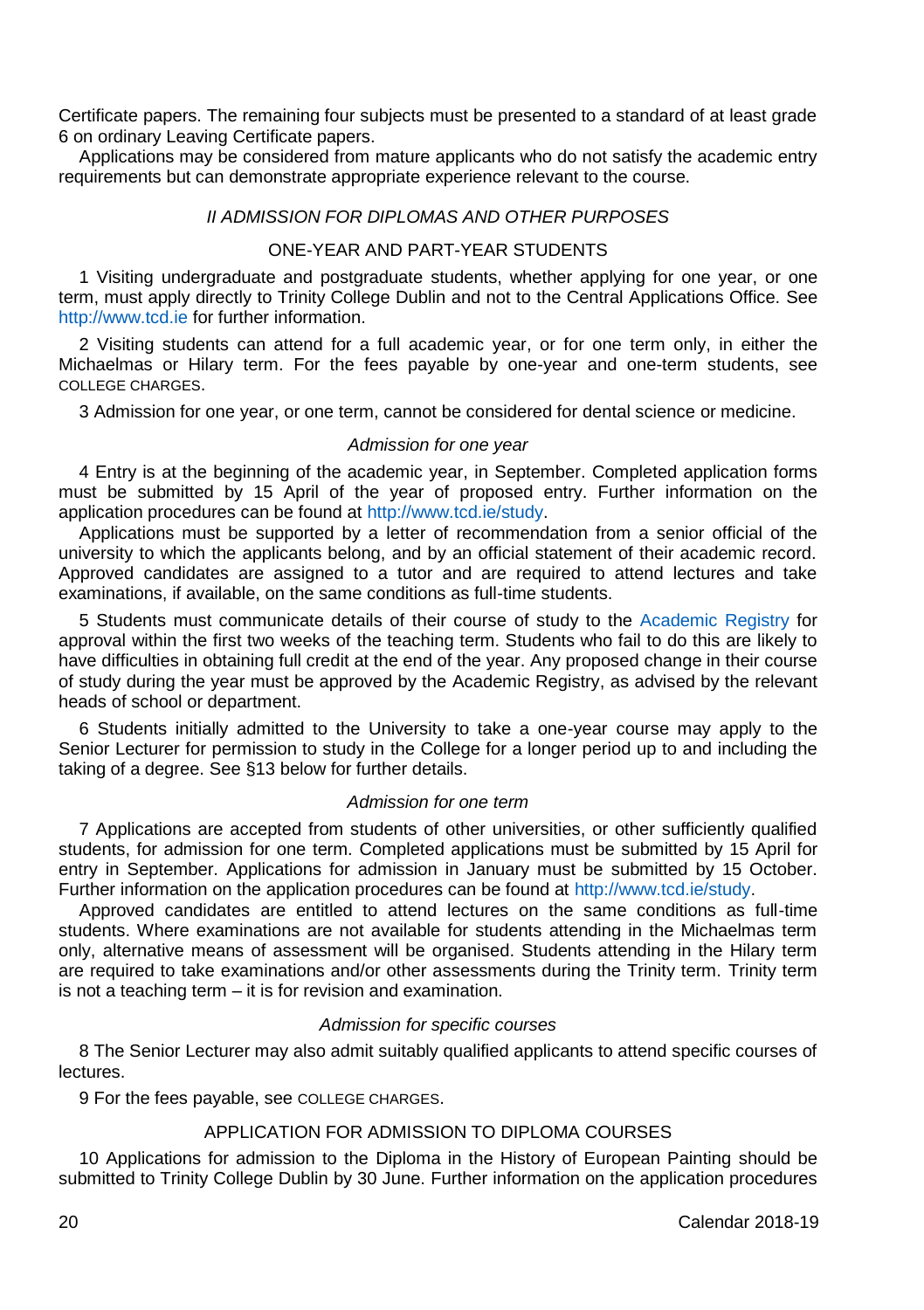Certificate papers. The remaining four subjects must be presented to a standard of at least grade 6 on ordinary Leaving Certificate papers.

Applications may be considered from mature applicants who do not satisfy the academic entry requirements but can demonstrate appropriate experience relevant to the course.

### *II ADMISSION FOR DIPLOMAS AND OTHER PURPOSES*

#### ONE-YEAR AND PART-YEAR STUDENTS

1 Visiting undergraduate and postgraduate students, whether applying for one year, or one term, must apply directly to Trinity College Dublin and not to the Central Applications Office. See http://www.tcd.ie for further information.

2 Visiting students can attend for a full academic year, or for one term only, in either the Michaelmas or Hilary term. For the fees payable by one-year and one-term students, see COLLEGE CHARGES.

3 Admission for one year, or one term, cannot be considered for dental science or medicine.

##### *Admission for one year*

4 Entry is at the beginning of the academic year, in September. Completed application forms must be submitted by 15 April of the year of proposed entry. Further information on the application procedures can be found at http://www.tcd.ie/study.

Applications must be supported by a letter of recommendation from a senior official of the university to which the applicants belong, and by an official statement of their academic record. Approved candidates are assigned to a tutor and are required to attend lectures and take examinations, if available, on the same conditions as full-time students.

5 Students must communicate details of their course of study to the Academic Registry for approval within the first two weeks of the teaching term. Students who fail to do this are likely to have difficulties in obtaining full credit at the end of the year. Any proposed change in their course of study during the year must be approved by the Academic Registry, as advised by the relevant heads of school or department.

6 Students initially admitted to the University to take a one-year course may apply to the Senior Lecturer for permission to study in the College for a longer period up to and including the taking of a degree. See §13 below for further details.

##### *Admission for one term*

7 Applications are accepted from students of other universities, or other sufficiently qualified students, for admission for one term. Completed applications must be submitted by 15 April for entry in September. Applications for admission in January must be submitted by 15 October. Further information on the application procedures can be found at http://www.tcd.ie/study.

Approved candidates are entitled to attend lectures on the same conditions as full-time students. Where examinations are not available for students attending in the Michaelmas term only, alternative means of assessment will be organised. Students attending in the Hilary term are required to take examinations and/or other assessments during the Trinity term. Trinity term is not a teaching term – it is for revision and examination.

##### *Admission for specific courses*

8 The Senior Lecturer may also admit suitably qualified applicants to attend specific courses of lectures.

9 For the fees payable, see COLLEGE CHARGES.

#### APPLICATION FOR ADMISSION TO DIPLOMA COURSES

10 Applications for admission to the Diploma in the History of European Painting should be submitted to Trinity College Dublin by 30 June. Further information on the application procedures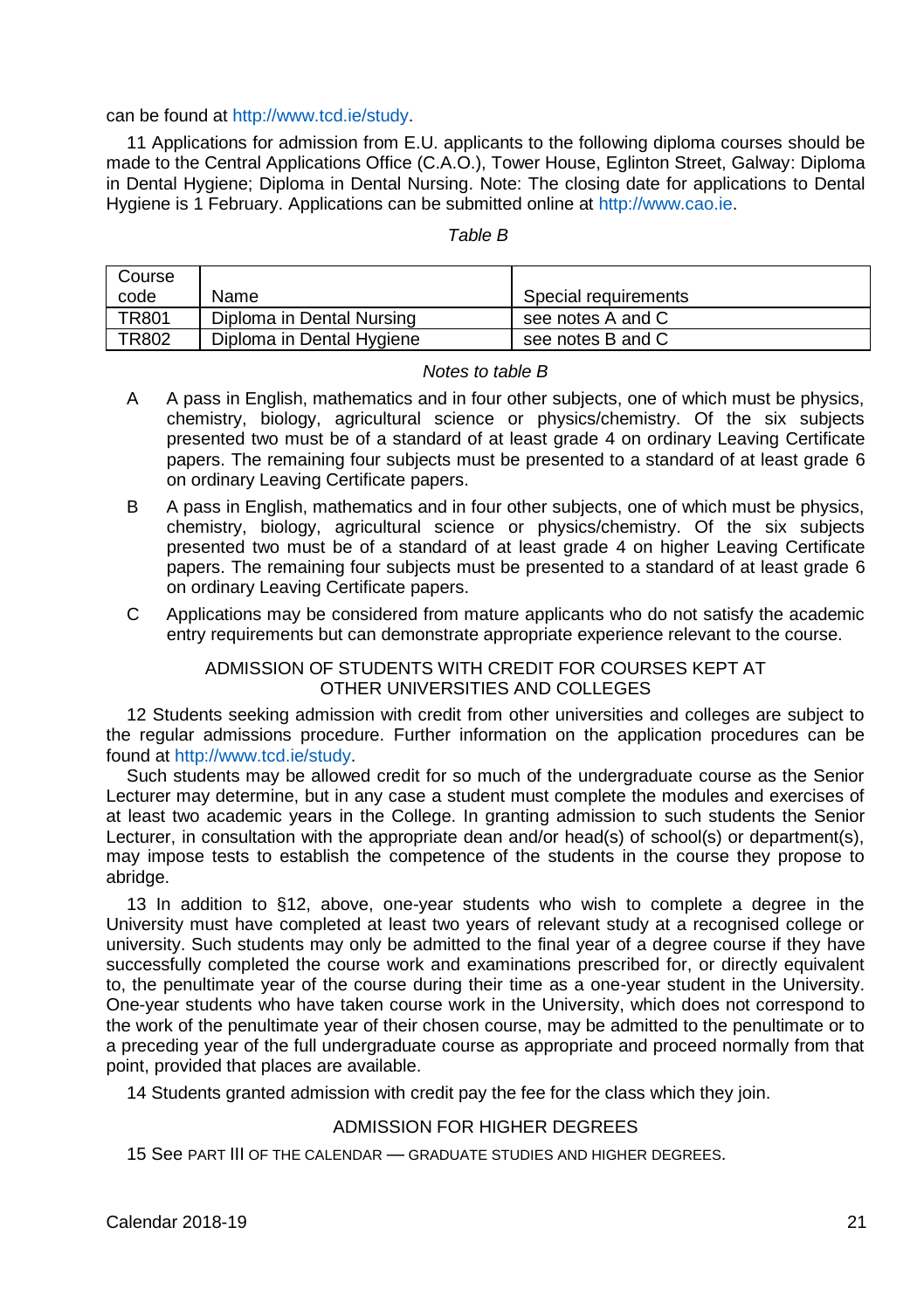can be found at http://www.tcd.ie/study.

11 Applications for admission from E.U. applicants to the following diploma courses should be made to the Central Applications Office (C.A.O.), Tower House, Eglinton Street, Galway: Diploma in Dental Hygiene; Diploma in Dental Nursing. Note: The closing date for applications to Dental Hygiene is 1 February. Applications can be submitted online at http://www.cao.ie.

*Table B*

| Course code | Name | Special requirements |
|---|---|---|
| TR801 | Diploma in Dental Nursing | see notes A and C |
| TR802 | Diploma in Dental Hygiene | see notes B and C |

*Notes to table B*

A A pass in English, mathematics and in four other subjects, one of which must be physics, chemistry, biology, agricultural science or physics/chemistry. Of the six subjects presented two must be of a standard of at least grade 4 on ordinary Leaving Certificate papers. The remaining four subjects must be presented to a standard of at least grade 6 on ordinary Leaving Certificate papers.

B A pass in English, mathematics and in four other subjects, one of which must be physics, chemistry, biology, agricultural science or physics/chemistry. Of the six subjects presented two must be of a standard of at least grade 4 on higher Leaving Certificate papers. The remaining four subjects must be presented to a standard of at least grade 6 on ordinary Leaving Certificate papers.

C Applications may be considered from mature applicants who do not satisfy the academic entry requirements but can demonstrate appropriate experience relevant to the course.

## ADMISSION OF STUDENTS WITH CREDIT FOR COURSES KEPT AT OTHER UNIVERSITIES AND COLLEGES

12 Students seeking admission with credit from other universities and colleges are subject to the regular admissions procedure. Further information on the application procedures can be found at http://www.tcd.ie/study.

Such students may be allowed credit for so much of the undergraduate course as the Senior Lecturer may determine, but in any case a student must complete the modules and exercises of at least two academic years in the College. In granting admission to such students the Senior Lecturer, in consultation with the appropriate dean and/or head(s) of school(s) or department(s), may impose tests to establish the competence of the students in the course they propose to abridge.

13 In addition to §12, above, one-year students who wish to complete a degree in the University must have completed at least two years of relevant study at a recognised college or university. Such students may only be admitted to the final year of a degree course if they have successfully completed the course work and examinations prescribed for, or directly equivalent to, the penultimate year of the course during their time as a one-year student in the University. One-year students who have taken course work in the University, which does not correspond to the work of the penultimate year of their chosen course, may be admitted to the penultimate or to a preceding year of the full undergraduate course as appropriate and proceed normally from that point, provided that places are available.

14 Students granted admission with credit pay the fee for the class which they join.

## ADMISSION FOR HIGHER DEGREES

15 See PART III OF THE CALENDAR — GRADUATE STUDIES AND HIGHER DEGREES.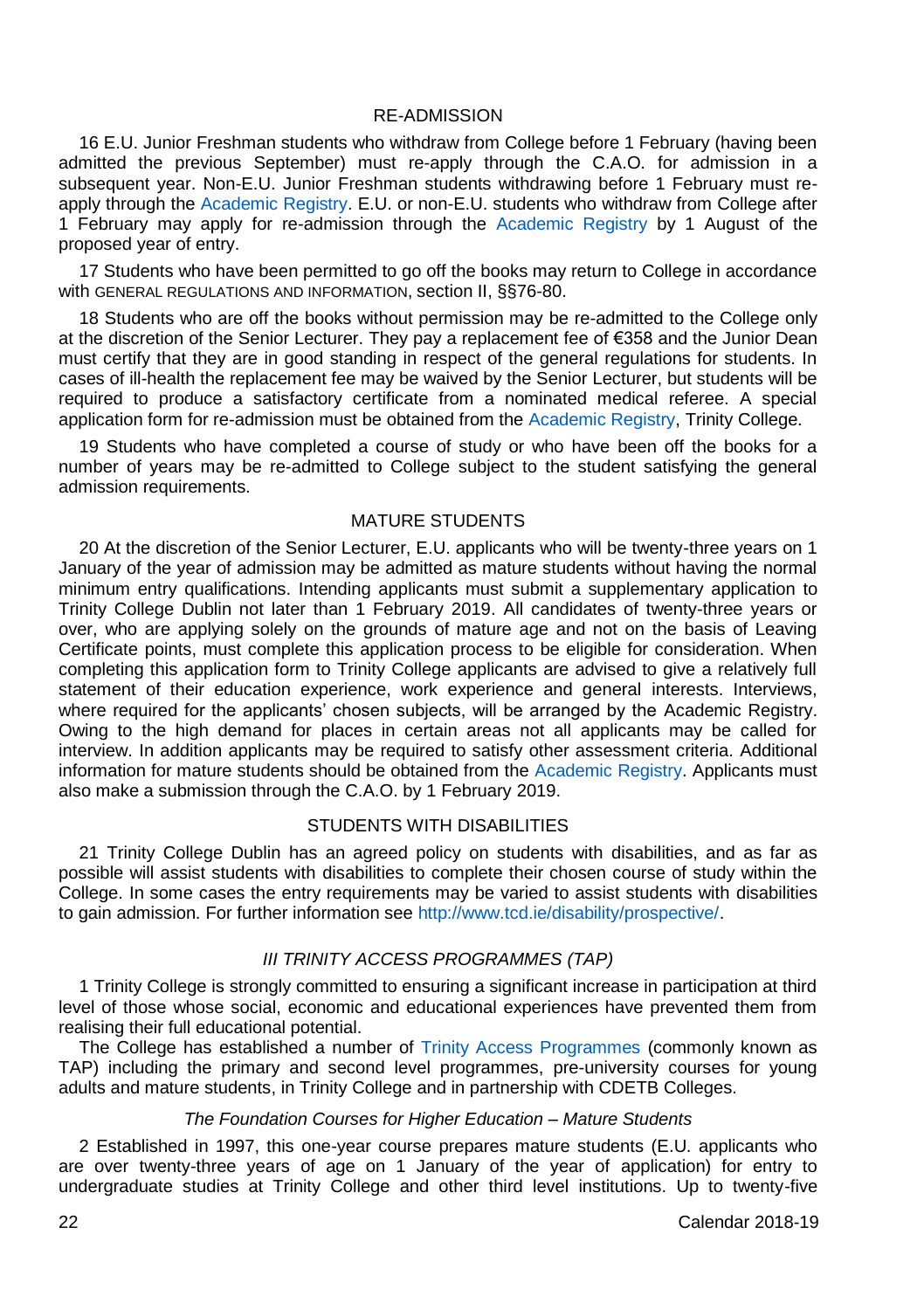## RE-ADMISSION

16 E.U. Junior Freshman students who withdraw from College before 1 February (having been admitted the previous September) must re-apply through the C.A.O. for admission in a subsequent year. Non-E.U. Junior Freshman students withdrawing before 1 February must re-apply through the Academic Registry. E.U. or non-E.U. students who withdraw from College after 1 February may apply for re-admission through the Academic Registry by 1 August of the proposed year of entry.

17 Students who have been permitted to go off the books may return to College in accordance with GENERAL REGULATIONS AND INFORMATION, section II, §§76-80.

18 Students who are off the books without permission may be re-admitted to the College only at the discretion of the Senior Lecturer. They pay a replacement fee of €358 and the Junior Dean must certify that they are in good standing in respect of the general regulations for students. In cases of ill-health the replacement fee may be waived by the Senior Lecturer, but students will be required to produce a satisfactory certificate from a nominated medical referee. A special application form for re-admission must be obtained from the Academic Registry, Trinity College.

19 Students who have completed a course of study or who have been off the books for a number of years may be re-admitted to College subject to the student satisfying the general admission requirements.

## MATURE STUDENTS

20 At the discretion of the Senior Lecturer, E.U. applicants who will be twenty-three years on 1 January of the year of admission may be admitted as mature students without having the normal minimum entry qualifications. Intending applicants must submit a supplementary application to Trinity College Dublin not later than 1 February 2019. All candidates of twenty-three years or over, who are applying solely on the grounds of mature age and not on the basis of Leaving Certificate points, must complete this application process to be eligible for consideration. When completing this application form to Trinity College applicants are advised to give a relatively full statement of their education experience, work experience and general interests. Interviews, where required for the applicants' chosen subjects, will be arranged by the Academic Registry. Owing to the high demand for places in certain areas not all applicants may be called for interview. In addition applicants may be required to satisfy other assessment criteria. Additional information for mature students should be obtained from the Academic Registry. Applicants must also make a submission through the C.A.O. by 1 February 2019.

## STUDENTS WITH DISABILITIES

21 Trinity College Dublin has an agreed policy on students with disabilities, and as far as possible will assist students with disabilities to complete their chosen course of study within the College. In some cases the entry requirements may be varied to assist students with disabilities to gain admission. For further information see http://www.tcd.ie/disability/prospective/.

## *III TRINITY ACCESS PROGRAMMES (TAP)*

1 Trinity College is strongly committed to ensuring a significant increase in participation at third level of those whose social, economic and educational experiences have prevented them from realising their full educational potential.

The College has established a number of Trinity Access Programmes (commonly known as TAP) including the primary and second level programmes, pre-university courses for young adults and mature students, in Trinity College and in partnership with CDETB Colleges.

### *The Foundation Courses for Higher Education – Mature Students*

2 Established in 1997, this one-year course prepares mature students (E.U. applicants who are over twenty-three years of age on 1 January of the year of application) for entry to undergraduate studies at Trinity College and other third level institutions. Up to twenty-five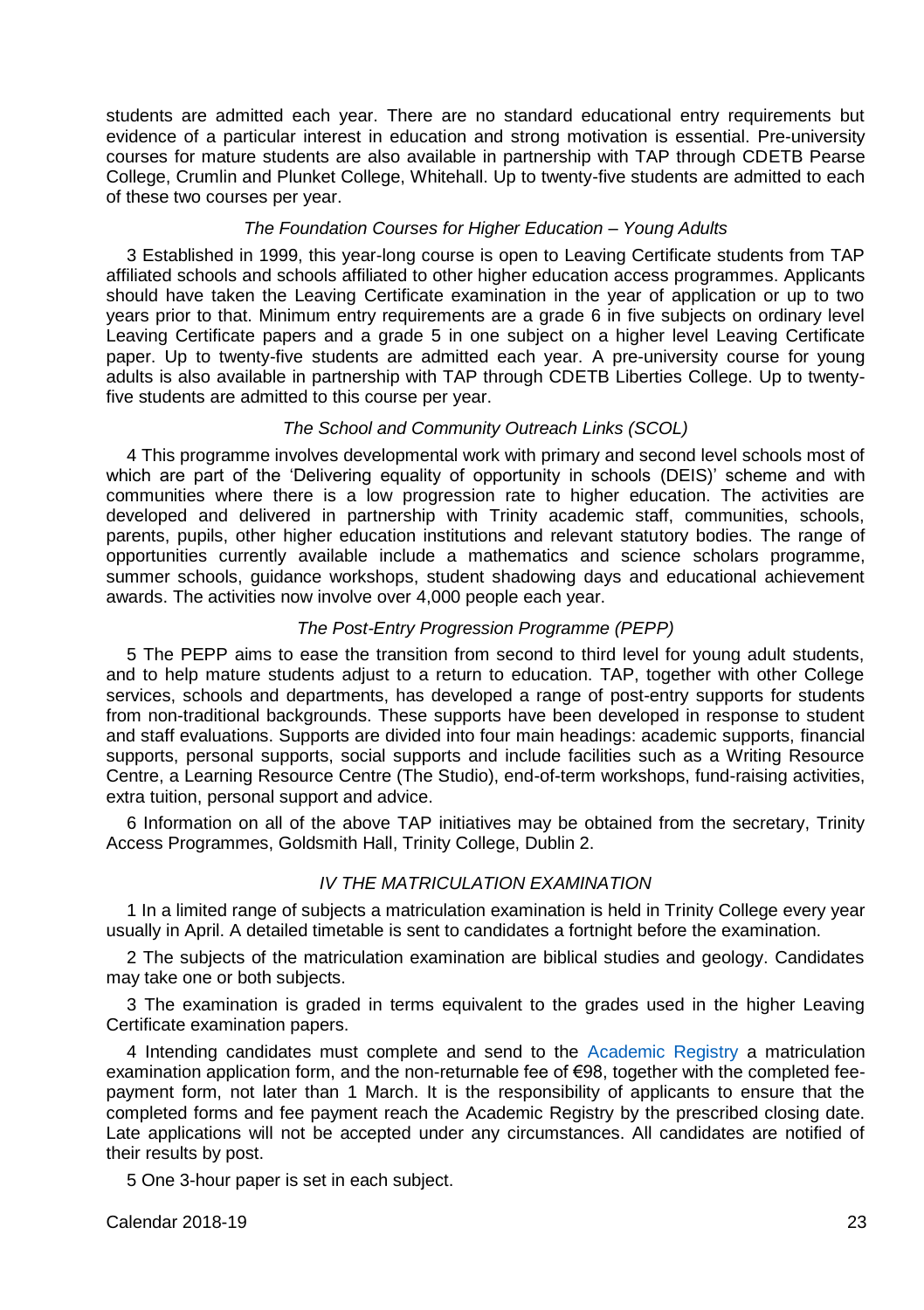students are admitted each year. There are no standard educational entry requirements but evidence of a particular interest in education and strong motivation is essential. Pre-university courses for mature students are also available in partnership with TAP through CDETB Pearse College, Crumlin and Plunket College, Whitehall. Up to twenty-five students are admitted to each of these two courses per year.

*The Foundation Courses for Higher Education – Young Adults*

3 Established in 1999, this year-long course is open to Leaving Certificate students from TAP affiliated schools and schools affiliated to other higher education access programmes. Applicants should have taken the Leaving Certificate examination in the year of application or up to two years prior to that. Minimum entry requirements are a grade 6 in five subjects on ordinary level Leaving Certificate papers and a grade 5 in one subject on a higher level Leaving Certificate paper. Up to twenty-five students are admitted each year. A pre-university course for young adults is also available in partnership with TAP through CDETB Liberties College. Up to twenty-five students are admitted to this course per year.

*The School and Community Outreach Links (SCOL)*

4 This programme involves developmental work with primary and second level schools most of which are part of the 'Delivering equality of opportunity in schools (DEIS)' scheme and with communities where there is a low progression rate to higher education. The activities are developed and delivered in partnership with Trinity academic staff, communities, schools, parents, pupils, other higher education institutions and relevant statutory bodies. The range of opportunities currently available include a mathematics and science scholars programme, summer schools, guidance workshops, student shadowing days and educational achievement awards. The activities now involve over 4,000 people each year.

*The Post-Entry Progression Programme (PEPP)*

5 The PEPP aims to ease the transition from second to third level for young adult students, and to help mature students adjust to a return to education. TAP, together with other College services, schools and departments, has developed a range of post-entry supports for students from non-traditional backgrounds. These supports have been developed in response to student and staff evaluations. Supports are divided into four main headings: academic supports, financial supports, personal supports, social supports and include facilities such as a Writing Resource Centre, a Learning Resource Centre (The Studio), end-of-term workshops, fund-raising activities, extra tuition, personal support and advice.

6 Information on all of the above TAP initiatives may be obtained from the secretary, Trinity Access Programmes, Goldsmith Hall, Trinity College, Dublin 2.

## *IV THE MATRICULATION EXAMINATION*

1 In a limited range of subjects a matriculation examination is held in Trinity College every year usually in April. A detailed timetable is sent to candidates a fortnight before the examination.

2 The subjects of the matriculation examination are biblical studies and geology. Candidates may take one or both subjects.

3 The examination is graded in terms equivalent to the grades used in the higher Leaving Certificate examination papers.

4 Intending candidates must complete and send to the Academic Registry a matriculation examination application form, and the non-returnable fee of €98, together with the completed fee-payment form, not later than 1 March. It is the responsibility of applicants to ensure that the completed forms and fee payment reach the Academic Registry by the prescribed closing date. Late applications will not be accepted under any circumstances. All candidates are notified of their results by post.

5 One 3-hour paper is set in each subject.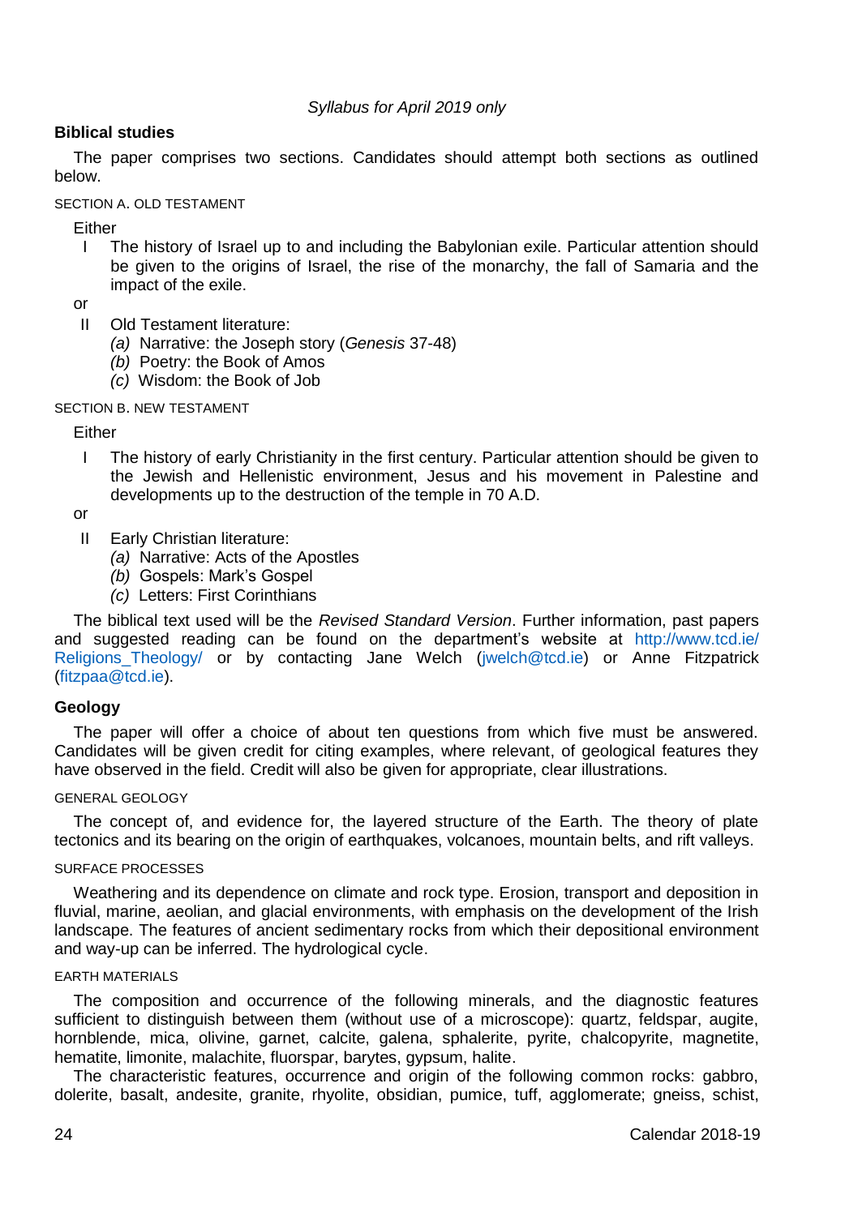*Syllabus for April 2019 only*

## Biblical studies

The paper comprises two sections. Candidates should attempt both sections as outlined below.

SECTION A. OLD TESTAMENT

Either

I The history of Israel up to and including the Babylonian exile. Particular attention should be given to the origins of Israel, the rise of the monarchy, the fall of Samaria and the impact of the exile.

or

II Old Testament literature:
- *(a)* Narrative: the Joseph story (*Genesis* 37-48)
- *(b)* Poetry: the Book of Amos
- *(c)* Wisdom: the Book of Job

SECTION B. NEW TESTAMENT

Either

I The history of early Christianity in the first century. Particular attention should be given to the Jewish and Hellenistic environment, Jesus and his movement in Palestine and developments up to the destruction of the temple in 70 A.D.

or

II Early Christian literature:
- *(a)* Narrative: Acts of the Apostles
- *(b)* Gospels: Mark's Gospel
- *(c)* Letters: First Corinthians

The biblical text used will be the *Revised Standard Version*. Further information, past papers and suggested reading can be found on the department's website at http://www.tcd.ie/Religions_Theology/ or by contacting Jane Welch (jwelch@tcd.ie) or Anne Fitzpatrick (fitzpaa@tcd.ie).

## Geology

The paper will offer a choice of about ten questions from which five must be answered. Candidates will be given credit for citing examples, where relevant, of geological features they have observed in the field. Credit will also be given for appropriate, clear illustrations.

GENERAL GEOLOGY

The concept of, and evidence for, the layered structure of the Earth. The theory of plate tectonics and its bearing on the origin of earthquakes, volcanoes, mountain belts, and rift valleys.

SURFACE PROCESSES

Weathering and its dependence on climate and rock type. Erosion, transport and deposition in fluvial, marine, aeolian, and glacial environments, with emphasis on the development of the Irish landscape. The features of ancient sedimentary rocks from which their depositional environment and way-up can be inferred. The hydrological cycle.

EARTH MATERIALS

The composition and occurrence of the following minerals, and the diagnostic features sufficient to distinguish between them (without use of a microscope): quartz, feldspar, augite, hornblende, mica, olivine, garnet, calcite, galena, sphalerite, pyrite, chalcopyrite, magnetite, hematite, limonite, malachite, fluorspar, barytes, gypsum, halite.

The characteristic features, occurrence and origin of the following common rocks: gabbro, dolerite, basalt, andesite, granite, rhyolite, obsidian, pumice, tuff, agglomerate; gneiss, schist,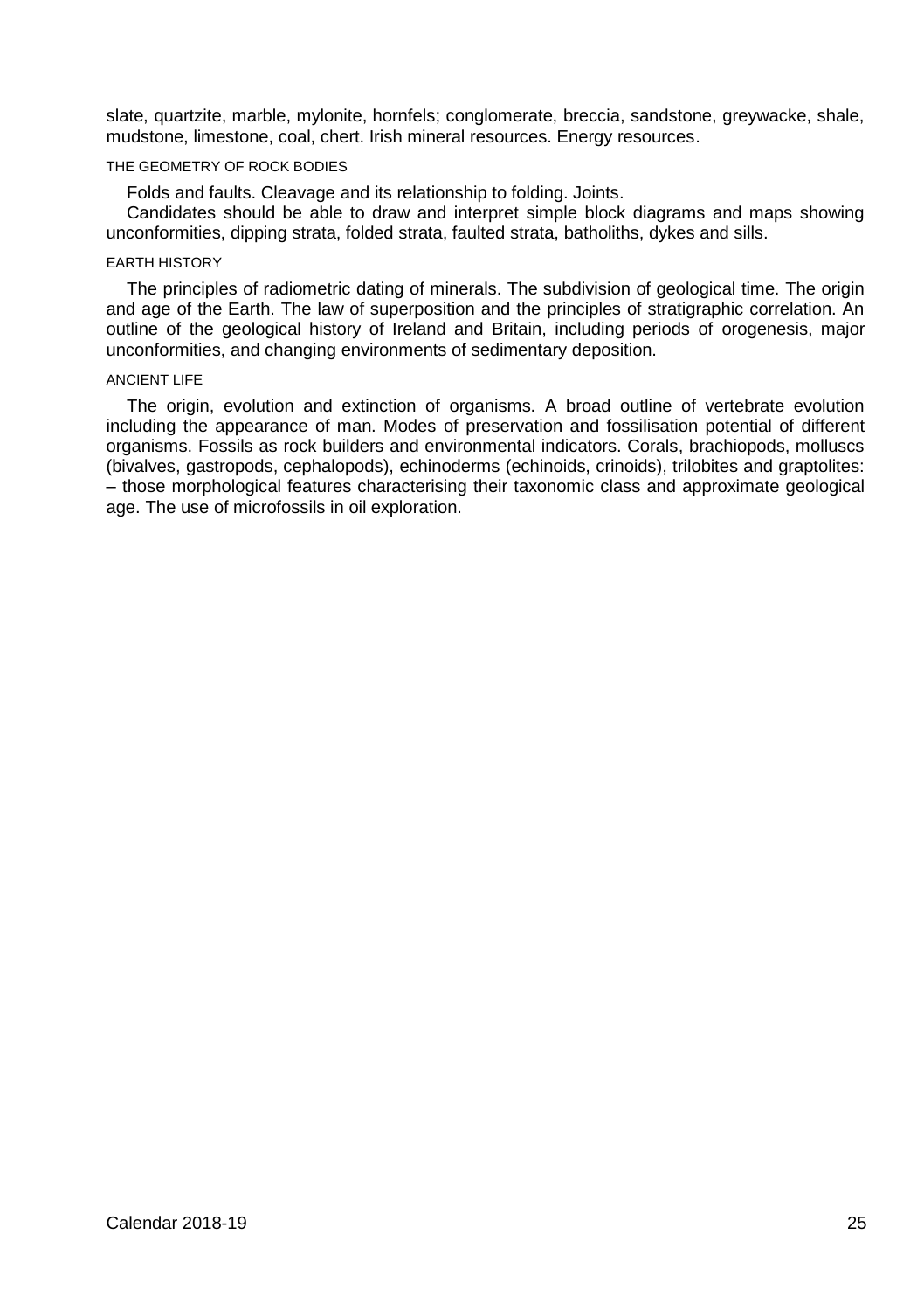slate, quartzite, marble, mylonite, hornfels; conglomerate, breccia, sandstone, greywacke, shale, mudstone, limestone, coal, chert. Irish mineral resources. Energy resources.

### THE GEOMETRY OF ROCK BODIES

Folds and faults. Cleavage and its relationship to folding. Joints.

Candidates should be able to draw and interpret simple block diagrams and maps showing unconformities, dipping strata, folded strata, faulted strata, batholiths, dykes and sills.

### EARTH HISTORY

The principles of radiometric dating of minerals. The subdivision of geological time. The origin and age of the Earth. The law of superposition and the principles of stratigraphic correlation. An outline of the geological history of Ireland and Britain, including periods of orogenesis, major unconformities, and changing environments of sedimentary deposition.

### ANCIENT LIFE

The origin, evolution and extinction of organisms. A broad outline of vertebrate evolution including the appearance of man. Modes of preservation and fossilisation potential of different organisms. Fossils as rock builders and environmental indicators. Corals, brachiopods, molluscs (bivalves, gastropods, cephalopods), echinoderms (echinoids, crinoids), trilobites and graptolites: – those morphological features characterising their taxonomic class and approximate geological age. The use of microfossils in oil exploration.